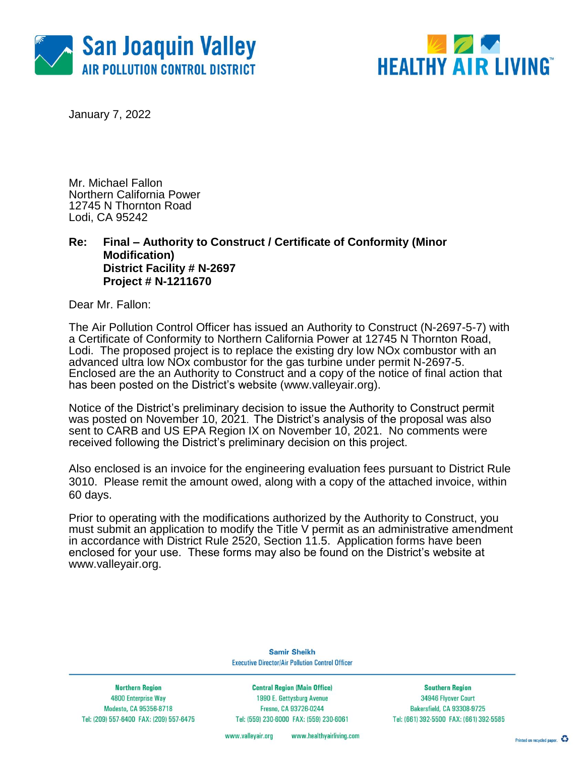San Joaquin Valley
AIR POLLUTION CONTROL DISTRICT

HEALTHY AIR LIVING™

January 7, 2022

Mr. Michael Fallon
Northern California Power
12745 N Thornton Road
Lodi, CA 95242

**Re: Final – Authority to Construct / Certificate of Conformity (Minor Modification)**
**District Facility # N-2697**
**Project # N-1211670**

Dear Mr. Fallon:

The Air Pollution Control Officer has issued an Authority to Construct (N-2697-5-7) with a Certificate of Conformity to Northern California Power at 12745 N Thornton Road, Lodi. The proposed project is to replace the existing dry low NOx combustor with an advanced ultra low NOx combustor for the gas turbine under permit N-2697-5. Enclosed are the an Authority to Construct and a copy of the notice of final action that has been posted on the District's website (www.valleyair.org).

Notice of the District's preliminary decision to issue the Authority to Construct permit was posted on November 10, 2021. The District's analysis of the proposal was also sent to CARB and US EPA Region IX on November 10, 2021. No comments were received following the District's preliminary decision on this project.

Also enclosed is an invoice for the engineering evaluation fees pursuant to District Rule 3010. Please remit the amount owed, along with a copy of the attached invoice, within 60 days.

Prior to operating with the modifications authorized by the Authority to Construct, you must submit an application to modify the Title V permit as an administrative amendment in accordance with District Rule 2520, Section 11.5. Application forms have been enclosed for your use. These forms may also be found on the District's website at www.valleyair.org.

Samir Sheikh
Executive Director/Air Pollution Control Officer

| Northern Region | Central Region (Main Office) | Southern Region |
|---|---|---|
| 4800 Enterprise Way | 1990 E. Gettysburg Avenue | 34946 Flyover Court |
| Modesto, CA 95356-8718 | Fresno, CA 93726-0244 | Bakersfield, CA 93308-9725 |
| Tel: (209) 557-6400 FAX: (209) 557-6475 | Tel: (559) 230-6000 FAX: (559) 230-6061 | Tel: (661) 392-5500 FAX: (661) 392-5585 |

www.valleyair.org www.healthyairliving.com

Printed on recycled paper.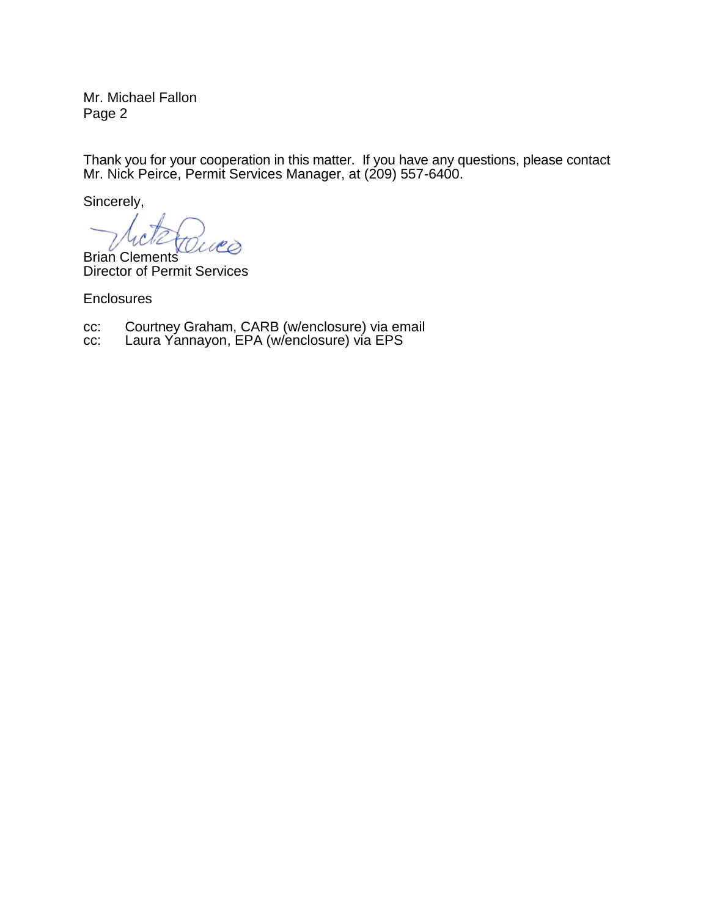Mr. Michael Fallon
Page 2

Thank you for your cooperation in this matter. If you have any questions, please contact Mr. Nick Peirce, Permit Services Manager, at (209) 557-6400.

Sincerely,

Brian Clements
Director of Permit Services

Enclosures

cc: Courtney Graham, CARB (w/enclosure) via email
cc: Laura Yannayon, EPA (w/enclosure) via EPS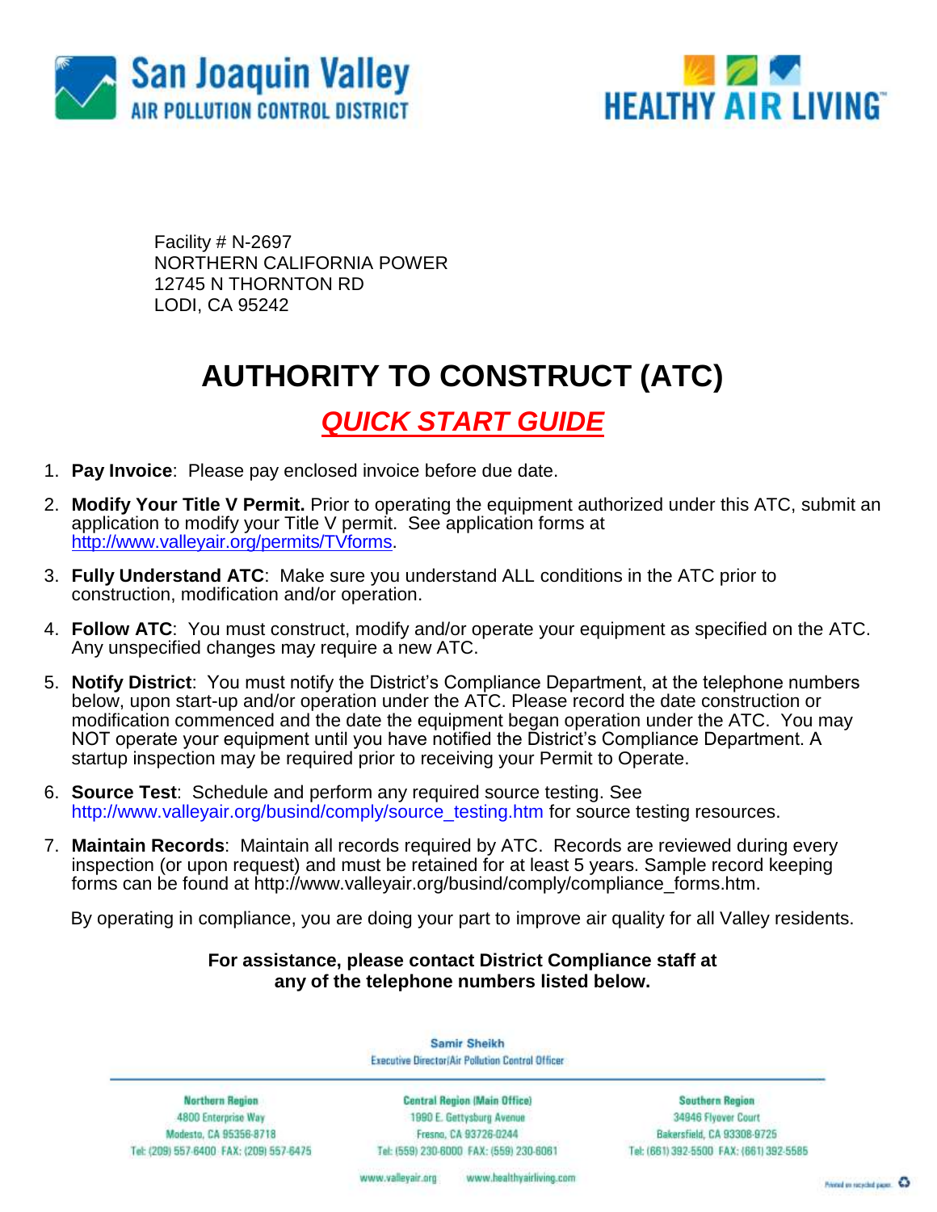San Joaquin Valley
AIR POLLUTION CONTROL DISTRICT

HEALTHY AIR LIVING™

Facility # N-2697
NORTHERN CALIFORNIA POWER
12745 N THORNTON RD
LODI, CA 95242

# AUTHORITY TO CONSTRUCT (ATC)

## *QUICK START GUIDE*

1. **Pay Invoice**: Please pay enclosed invoice before due date.
2. **Modify Your Title V Permit.** Prior to operating the equipment authorized under this ATC, submit an application to modify your Title V permit. See application forms at http://www.valleyair.org/permits/TVforms.
3. **Fully Understand ATC**: Make sure you understand ALL conditions in the ATC prior to construction, modification and/or operation.
4. **Follow ATC**: You must construct, modify and/or operate your equipment as specified on the ATC. Any unspecified changes may require a new ATC.
5. **Notify District**: You must notify the District's Compliance Department, at the telephone numbers below, upon start-up and/or operation under the ATC. Please record the date construction or modification commenced and the date the equipment began operation under the ATC. You may NOT operate your equipment until you have notified the District's Compliance Department. A startup inspection may be required prior to receiving your Permit to Operate.
6. **Source Test**: Schedule and perform any required source testing. See http://www.valleyair.org/busind/comply/source_testing.htm for source testing resources.
7. **Maintain Records**: Maintain all records required by ATC. Records are reviewed during every inspection (or upon request) and must be retained for at least 5 years. Sample record keeping forms can be found at http://www.valleyair.org/busind/comply/compliance_forms.htm.

By operating in compliance, you are doing your part to improve air quality for all Valley residents.

**For assistance, please contact District Compliance staff at any of the telephone numbers listed below.**

Samir Sheikh
Executive Director/Air Pollution Control Officer

| Northern Region | Central Region (Main Office) | Southern Region |
|---|---|---|
| 4800 Enterprise Way | 1990 E. Gettysburg Avenue | 34946 Flyover Court |
| Modesto, CA 95356-8718 | Fresno, CA 93726-0244 | Bakersfield, CA 93308-9725 |
| Tel: (209) 557-6400 FAX: (209) 557-6475 | Tel: (559) 230-6000 FAX: (559) 230-6061 | Tel: (661) 392-5500 FAX: (661) 392-5585 |

www.valleyair.org www.healthyairliving.com

Printed on recycled paper.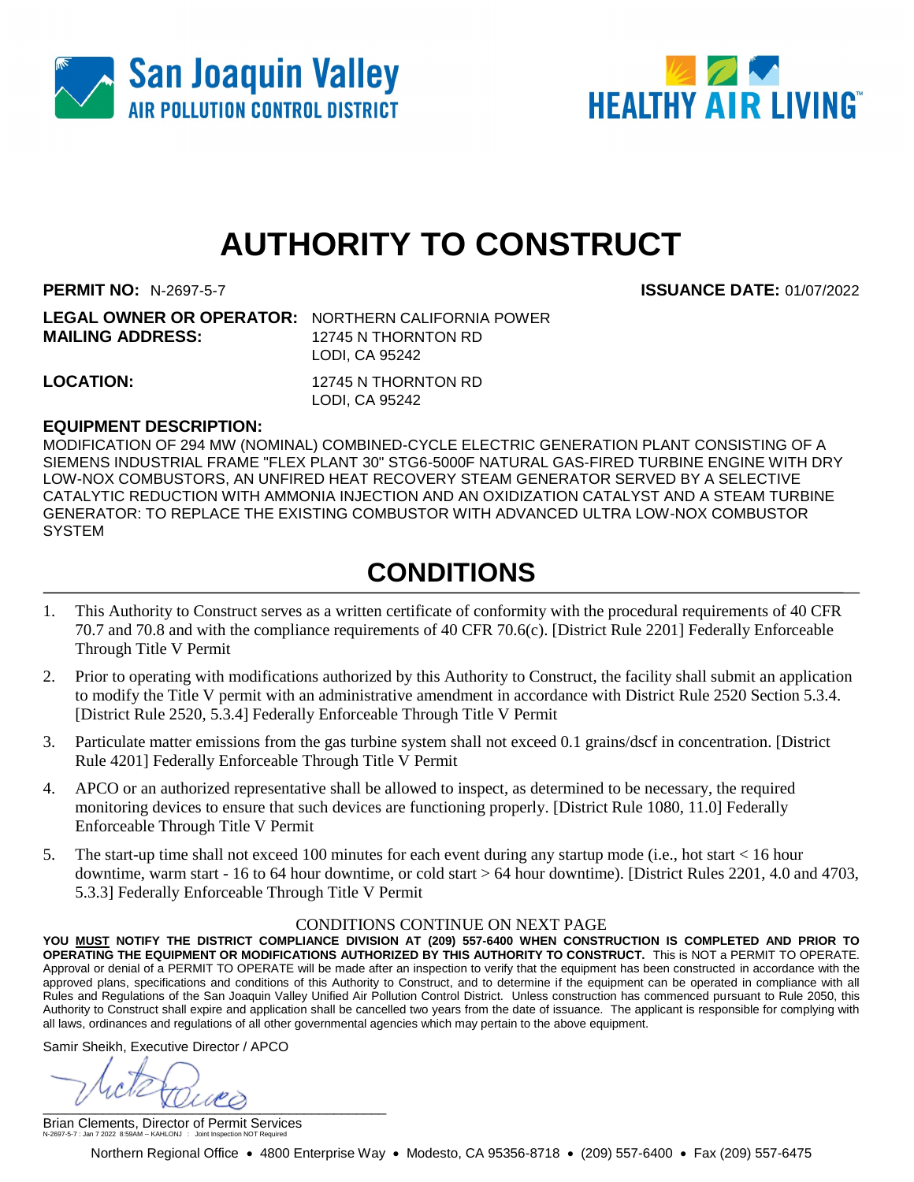San Joaquin Valley
AIR POLLUTION CONTROL DISTRICT

HEALTHY AIR LIVING™

# AUTHORITY TO CONSTRUCT

**PERMIT NO:** N-2697-5-7 **ISSUANCE DATE:** 01/07/2022

**LEGAL OWNER OR OPERATOR:** NORTHERN CALIFORNIA POWER
**MAILING ADDRESS:** 12745 N THORNTON RD
LODI, CA 95242

**LOCATION:** 12745 N THORNTON RD
LODI, CA 95242

**EQUIPMENT DESCRIPTION:**
MODIFICATION OF 294 MW (NOMINAL) COMBINED-CYCLE ELECTRIC GENERATION PLANT CONSISTING OF A SIEMENS INDUSTRIAL FRAME "FLEX PLANT 30" STG6-5000F NATURAL GAS-FIRED TURBINE ENGINE WITH DRY LOW-NOX COMBUSTORS, AN UNFIRED HEAT RECOVERY STEAM GENERATOR SERVED BY A SELECTIVE CATALYTIC REDUCTION WITH AMMONIA INJECTION AND AN OXIDIZATION CATALYST AND A STEAM TURBINE GENERATOR: TO REPLACE THE EXISTING COMBUSTOR WITH ADVANCED ULTRA LOW-NOX COMBUSTOR SYSTEM

## CONDITIONS

1. This Authority to Construct serves as a written certificate of conformity with the procedural requirements of 40 CFR 70.7 and 70.8 and with the compliance requirements of 40 CFR 70.6(c). [District Rule 2201] Federally Enforceable Through Title V Permit
2. Prior to operating with modifications authorized by this Authority to Construct, the facility shall submit an application to modify the Title V permit with an administrative amendment in accordance with District Rule 2520 Section 5.3.4. [District Rule 2520, 5.3.4] Federally Enforceable Through Title V Permit
3. Particulate matter emissions from the gas turbine system shall not exceed 0.1 grains/dscf in concentration. [District Rule 4201] Federally Enforceable Through Title V Permit
4. APCO or an authorized representative shall be allowed to inspect, as determined to be necessary, the required monitoring devices to ensure that such devices are functioning properly. [District Rule 1080, 11.0] Federally Enforceable Through Title V Permit
5. The start-up time shall not exceed 100 minutes for each event during any startup mode (i.e., hot start < 16 hour downtime, warm start - 16 to 64 hour downtime, or cold start > 64 hour downtime). [District Rules 2201, 4.0 and 4703, 5.3.3] Federally Enforceable Through Title V Permit

CONDITIONS CONTINUE ON NEXT PAGE

**YOU MUST NOTIFY THE DISTRICT COMPLIANCE DIVISION AT (209) 557-6400 WHEN CONSTRUCTION IS COMPLETED AND PRIOR TO OPERATING THE EQUIPMENT OR MODIFICATIONS AUTHORIZED BY THIS AUTHORITY TO CONSTRUCT.** This is NOT a PERMIT TO OPERATE. Approval or denial of a PERMIT TO OPERATE will be made after an inspection to verify that the equipment has been constructed in accordance with the approved plans, specifications and conditions of this Authority to Construct, and to determine if the equipment can be operated in compliance with all Rules and Regulations of the San Joaquin Valley Unified Air Pollution Control District. Unless construction has commenced pursuant to Rule 2050, this Authority to Construct shall expire and application shall be cancelled two years from the date of issuance. The applicant is responsible for complying with all laws, ordinances and regulations of all other governmental agencies which may pertain to the above equipment.

Samir Sheikh, Executive Director / APCO

Brian Clements, Director of Permit Services

N-2697-5-7 : Jan 7 2022 8:59AM -- KAHLONJ : Joint Inspection NOT Required

Northern Regional Office • 4800 Enterprise Way • Modesto, CA 95356-8718 • (209) 557-6400 • Fax (209) 557-6475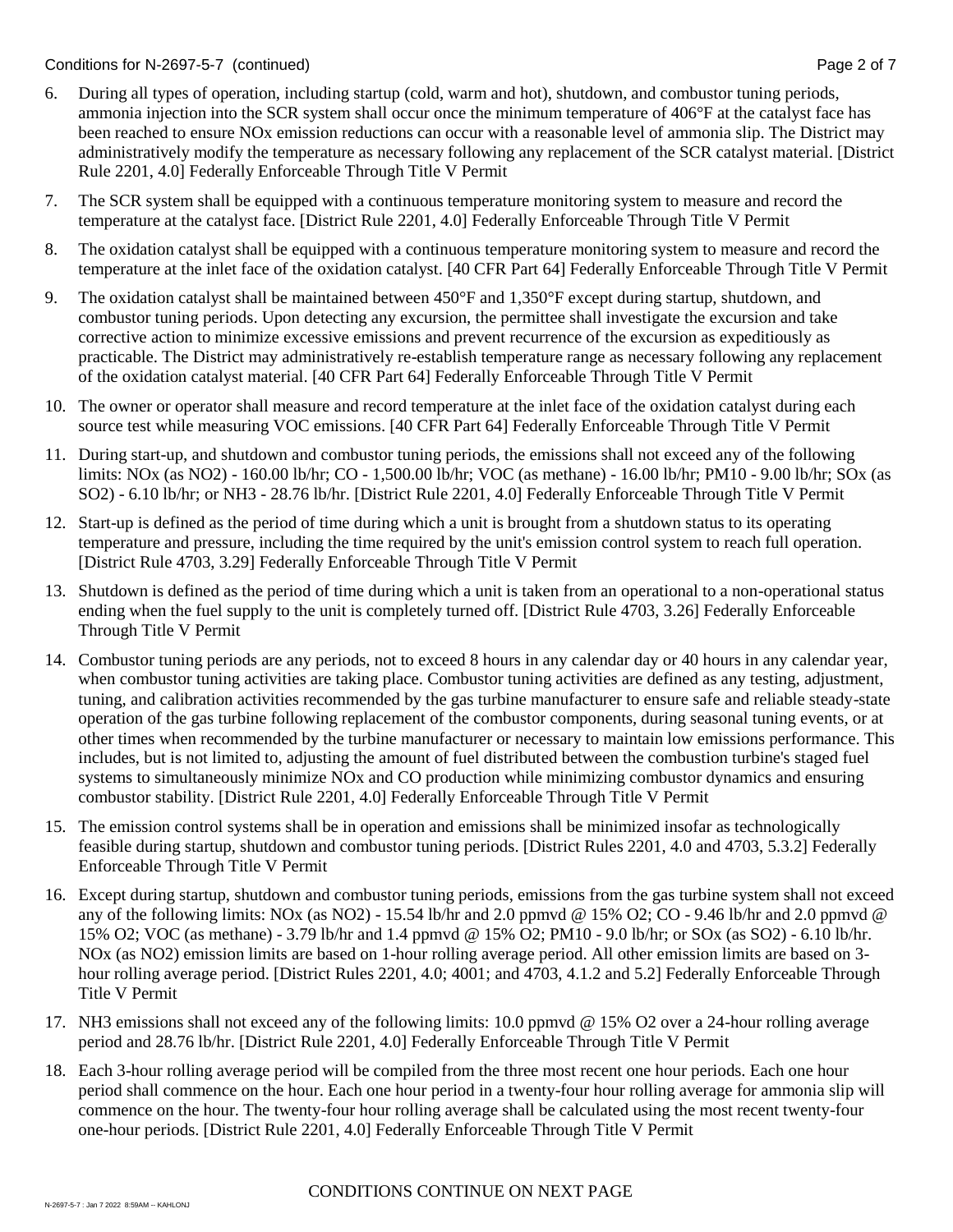6. During all types of operation, including startup (cold, warm and hot), shutdown, and combustor tuning periods, ammonia injection into the SCR system shall occur once the minimum temperature of 406°F at the catalyst face has been reached to ensure NOx emission reductions can occur with a reasonable level of ammonia slip. The District may administratively modify the temperature as necessary following any replacement of the SCR catalyst material. [District Rule 2201, 4.0] Federally Enforceable Through Title V Permit

7. The SCR system shall be equipped with a continuous temperature monitoring system to measure and record the temperature at the catalyst face. [District Rule 2201, 4.0] Federally Enforceable Through Title V Permit

8. The oxidation catalyst shall be equipped with a continuous temperature monitoring system to measure and record the temperature at the inlet face of the oxidation catalyst. [40 CFR Part 64] Federally Enforceable Through Title V Permit

9. The oxidation catalyst shall be maintained between 450°F and 1,350°F except during startup, shutdown, and combustor tuning periods. Upon detecting any excursion, the permittee shall investigate the excursion and take corrective action to minimize excessive emissions and prevent recurrence of the excursion as expeditiously as practicable. The District may administratively re-establish temperature range as necessary following any replacement of the oxidation catalyst material. [40 CFR Part 64] Federally Enforceable Through Title V Permit

10. The owner or operator shall measure and record temperature at the inlet face of the oxidation catalyst during each source test while measuring VOC emissions. [40 CFR Part 64] Federally Enforceable Through Title V Permit

11. During start-up, and shutdown and combustor tuning periods, the emissions shall not exceed any of the following limits: NOx (as NO2) - 160.00 lb/hr; CO - 1,500.00 lb/hr; VOC (as methane) - 16.00 lb/hr; PM10 - 9.00 lb/hr; SOx (as SO2) - 6.10 lb/hr; or NH3 - 28.76 lb/hr. [District Rule 2201, 4.0] Federally Enforceable Through Title V Permit

12. Start-up is defined as the period of time during which a unit is brought from a shutdown status to its operating temperature and pressure, including the time required by the unit's emission control system to reach full operation. [District Rule 4703, 3.29] Federally Enforceable Through Title V Permit

13. Shutdown is defined as the period of time during which a unit is taken from an operational to a non-operational status ending when the fuel supply to the unit is completely turned off. [District Rule 4703, 3.26] Federally Enforceable Through Title V Permit

14. Combustor tuning periods are any periods, not to exceed 8 hours in any calendar day or 40 hours in any calendar year, when combustor tuning activities are taking place. Combustor tuning activities are defined as any testing, adjustment, tuning, and calibration activities recommended by the gas turbine manufacturer to ensure safe and reliable steady-state operation of the gas turbine following replacement of the combustor components, during seasonal tuning events, or at other times when recommended by the turbine manufacturer or necessary to maintain low emissions performance. This includes, but is not limited to, adjusting the amount of fuel distributed between the combustion turbine's staged fuel systems to simultaneously minimize NOx and CO production while minimizing combustor dynamics and ensuring combustor stability. [District Rule 2201, 4.0] Federally Enforceable Through Title V Permit

15. The emission control systems shall be in operation and emissions shall be minimized insofar as technologically feasible during startup, shutdown and combustor tuning periods. [District Rules 2201, 4.0 and 4703, 5.3.2] Federally Enforceable Through Title V Permit

16. Except during startup, shutdown and combustor tuning periods, emissions from the gas turbine system shall not exceed any of the following limits: NOx (as NO2) - 15.54 lb/hr and 2.0 ppmvd @ 15% O2; CO - 9.46 lb/hr and 2.0 ppmvd @ 15% O2; VOC (as methane) - 3.79 lb/hr and 1.4 ppmvd @ 15% O2; PM10 - 9.0 lb/hr; or SOx (as SO2) - 6.10 lb/hr. NOx (as NO2) emission limits are based on 1-hour rolling average period. All other emission limits are based on 3-hour rolling average period. [District Rules 2201, 4.0; 4001; and 4703, 4.1.2 and 5.2] Federally Enforceable Through Title V Permit

17. NH3 emissions shall not exceed any of the following limits: 10.0 ppmvd @ 15% O2 over a 24-hour rolling average period and 28.76 lb/hr. [District Rule 2201, 4.0] Federally Enforceable Through Title V Permit

18. Each 3-hour rolling average period will be compiled from the three most recent one hour periods. Each one hour period shall commence on the hour. Each one hour period in a twenty-four hour rolling average for ammonia slip will commence on the hour. The twenty-four hour rolling average shall be calculated using the most recent twenty-four one-hour periods. [District Rule 2201, 4.0] Federally Enforceable Through Title V Permit

CONDITIONS CONTINUE ON NEXT PAGE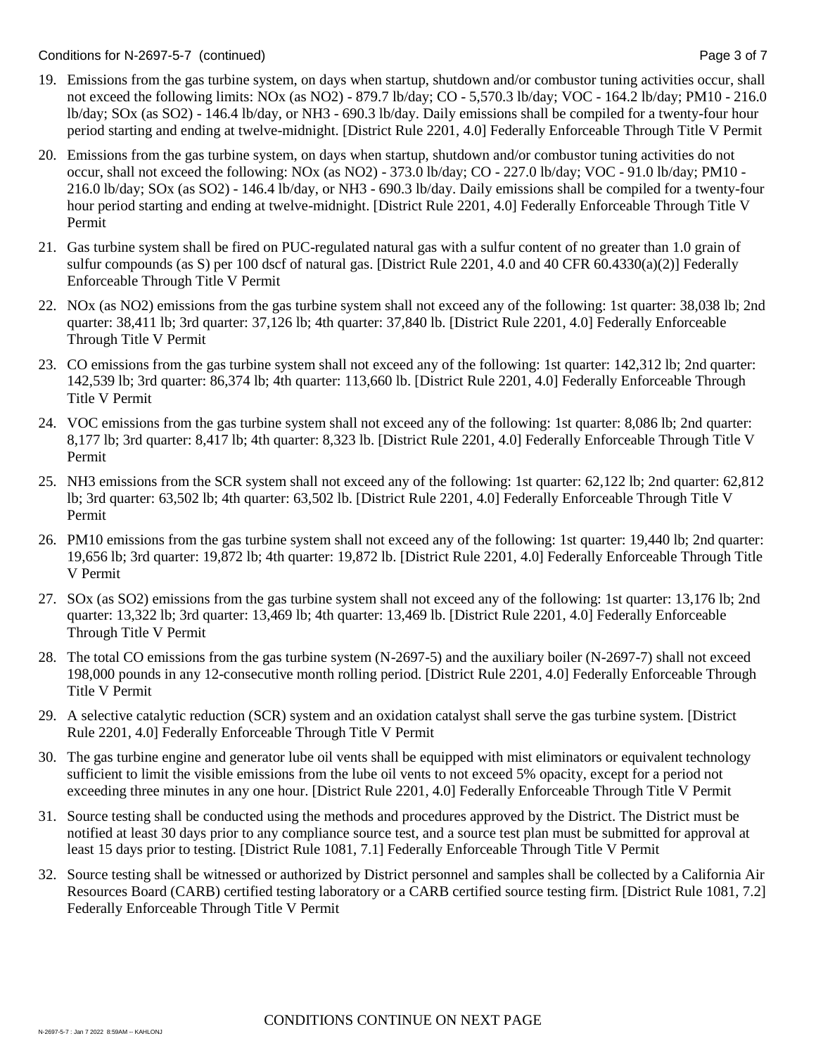19. Emissions from the gas turbine system, on days when startup, shutdown and/or combustor tuning activities occur, shall not exceed the following limits: NOx (as NO2) - 879.7 lb/day; CO - 5,570.3 lb/day; VOC - 164.2 lb/day; PM10 - 216.0 lb/day; SOx (as SO2) - 146.4 lb/day, or NH3 - 690.3 lb/day. Daily emissions shall be compiled for a twenty-four hour period starting and ending at twelve-midnight. [District Rule 2201, 4.0] Federally Enforceable Through Title V Permit

20. Emissions from the gas turbine system, on days when startup, shutdown and/or combustor tuning activities do not occur, shall not exceed the following: NOx (as NO2) - 373.0 lb/day; CO - 227.0 lb/day; VOC - 91.0 lb/day; PM10 - 216.0 lb/day; SOx (as SO2) - 146.4 lb/day, or NH3 - 690.3 lb/day. Daily emissions shall be compiled for a twenty-four hour period starting and ending at twelve-midnight. [District Rule 2201, 4.0] Federally Enforceable Through Title V Permit

21. Gas turbine system shall be fired on PUC-regulated natural gas with a sulfur content of no greater than 1.0 grain of sulfur compounds (as S) per 100 dscf of natural gas. [District Rule 2201, 4.0 and 40 CFR 60.4330(a)(2)] Federally Enforceable Through Title V Permit

22. NOx (as NO2) emissions from the gas turbine system shall not exceed any of the following: 1st quarter: 38,038 lb; 2nd quarter: 38,411 lb; 3rd quarter: 37,126 lb; 4th quarter: 37,840 lb. [District Rule 2201, 4.0] Federally Enforceable Through Title V Permit

23. CO emissions from the gas turbine system shall not exceed any of the following: 1st quarter: 142,312 lb; 2nd quarter: 142,539 lb; 3rd quarter: 86,374 lb; 4th quarter: 113,660 lb. [District Rule 2201, 4.0] Federally Enforceable Through Title V Permit

24. VOC emissions from the gas turbine system shall not exceed any of the following: 1st quarter: 8,086 lb; 2nd quarter: 8,177 lb; 3rd quarter: 8,417 lb; 4th quarter: 8,323 lb. [District Rule 2201, 4.0] Federally Enforceable Through Title V Permit

25. NH3 emissions from the SCR system shall not exceed any of the following: 1st quarter: 62,122 lb; 2nd quarter: 62,812 lb; 3rd quarter: 63,502 lb; 4th quarter: 63,502 lb. [District Rule 2201, 4.0] Federally Enforceable Through Title V Permit

26. PM10 emissions from the gas turbine system shall not exceed any of the following: 1st quarter: 19,440 lb; 2nd quarter: 19,656 lb; 3rd quarter: 19,872 lb; 4th quarter: 19,872 lb. [District Rule 2201, 4.0] Federally Enforceable Through Title V Permit

27. SOx (as SO2) emissions from the gas turbine system shall not exceed any of the following: 1st quarter: 13,176 lb; 2nd quarter: 13,322 lb; 3rd quarter: 13,469 lb; 4th quarter: 13,469 lb. [District Rule 2201, 4.0] Federally Enforceable Through Title V Permit

28. The total CO emissions from the gas turbine system (N-2697-5) and the auxiliary boiler (N-2697-7) shall not exceed 198,000 pounds in any 12-consecutive month rolling period. [District Rule 2201, 4.0] Federally Enforceable Through Title V Permit

29. A selective catalytic reduction (SCR) system and an oxidation catalyst shall serve the gas turbine system. [District Rule 2201, 4.0] Federally Enforceable Through Title V Permit

30. The gas turbine engine and generator lube oil vents shall be equipped with mist eliminators or equivalent technology sufficient to limit the visible emissions from the lube oil vents to not exceed 5% opacity, except for a period not exceeding three minutes in any one hour. [District Rule 2201, 4.0] Federally Enforceable Through Title V Permit

31. Source testing shall be conducted using the methods and procedures approved by the District. The District must be notified at least 30 days prior to any compliance source test, and a source test plan must be submitted for approval at least 15 days prior to testing. [District Rule 1081, 7.1] Federally Enforceable Through Title V Permit

32. Source testing shall be witnessed or authorized by District personnel and samples shall be collected by a California Air Resources Board (CARB) certified testing laboratory or a CARB certified source testing firm. [District Rule 1081, 7.2] Federally Enforceable Through Title V Permit

CONDITIONS CONTINUE ON NEXT PAGE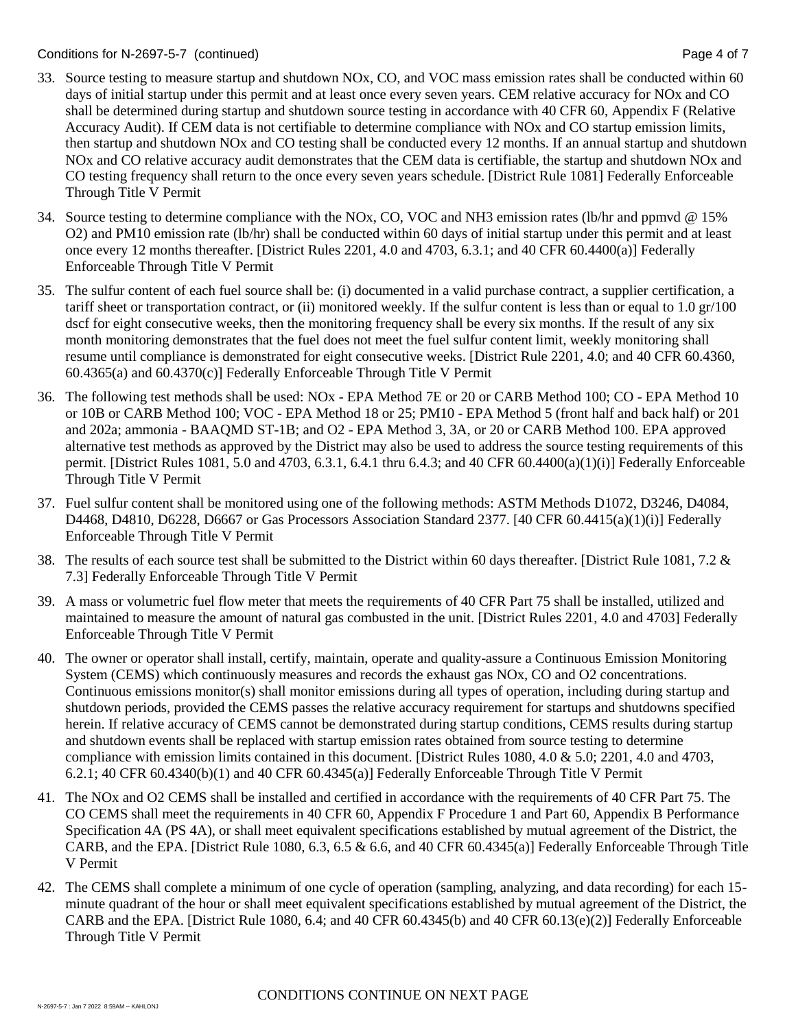33. Source testing to measure startup and shutdown NOx, CO, and VOC mass emission rates shall be conducted within 60 days of initial startup under this permit and at least once every seven years. CEM relative accuracy for NOx and CO shall be determined during startup and shutdown source testing in accordance with 40 CFR 60, Appendix F (Relative Accuracy Audit). If CEM data is not certifiable to determine compliance with NOx and CO startup emission limits, then startup and shutdown NOx and CO testing shall be conducted every 12 months. If an annual startup and shutdown NOx and CO relative accuracy audit demonstrates that the CEM data is certifiable, the startup and shutdown NOx and CO testing frequency shall return to the once every seven years schedule. [District Rule 1081] Federally Enforceable Through Title V Permit

34. Source testing to determine compliance with the NOx, CO, VOC and NH3 emission rates (lb/hr and ppmvd @ 15% O2) and PM10 emission rate (lb/hr) shall be conducted within 60 days of initial startup under this permit and at least once every 12 months thereafter. [District Rules 2201, 4.0 and 4703, 6.3.1; and 40 CFR 60.4400(a)] Federally Enforceable Through Title V Permit

35. The sulfur content of each fuel source shall be: (i) documented in a valid purchase contract, a supplier certification, a tariff sheet or transportation contract, or (ii) monitored weekly. If the sulfur content is less than or equal to 1.0 gr/100 dscf for eight consecutive weeks, then the monitoring frequency shall be every six months. If the result of any six month monitoring demonstrates that the fuel does not meet the fuel sulfur content limit, weekly monitoring shall resume until compliance is demonstrated for eight consecutive weeks. [District Rule 2201, 4.0; and 40 CFR 60.4360, 60.4365(a) and 60.4370(c)] Federally Enforceable Through Title V Permit

36. The following test methods shall be used: NOx - EPA Method 7E or 20 or CARB Method 100; CO - EPA Method 10 or 10B or CARB Method 100; VOC - EPA Method 18 or 25; PM10 - EPA Method 5 (front half and back half) or 201 and 202a; ammonia - BAAQMD ST-1B; and O2 - EPA Method 3, 3A, or 20 or CARB Method 100. EPA approved alternative test methods as approved by the District may also be used to address the source testing requirements of this permit. [District Rules 1081, 5.0 and 4703, 6.3.1, 6.4.1 thru 6.4.3; and 40 CFR 60.4400(a)(1)(i)] Federally Enforceable Through Title V Permit

37. Fuel sulfur content shall be monitored using one of the following methods: ASTM Methods D1072, D3246, D4084, D4468, D4810, D6228, D6667 or Gas Processors Association Standard 2377. [40 CFR 60.4415(a)(1)(i)] Federally Enforceable Through Title V Permit

38. The results of each source test shall be submitted to the District within 60 days thereafter. [District Rule 1081, 7.2 & 7.3] Federally Enforceable Through Title V Permit

39. A mass or volumetric fuel flow meter that meets the requirements of 40 CFR Part 75 shall be installed, utilized and maintained to measure the amount of natural gas combusted in the unit. [District Rules 2201, 4.0 and 4703] Federally Enforceable Through Title V Permit

40. The owner or operator shall install, certify, maintain, operate and quality-assure a Continuous Emission Monitoring System (CEMS) which continuously measures and records the exhaust gas NOx, CO and O2 concentrations. Continuous emissions monitor(s) shall monitor emissions during all types of operation, including during startup and shutdown periods, provided the CEMS passes the relative accuracy requirement for startups and shutdowns specified herein. If relative accuracy of CEMS cannot be demonstrated during startup conditions, CEMS results during startup and shutdown events shall be replaced with startup emission rates obtained from source testing to determine compliance with emission limits contained in this document. [District Rules 1080, 4.0 & 5.0; 2201, 4.0 and 4703, 6.2.1; 40 CFR 60.4340(b)(1) and 40 CFR 60.4345(a)] Federally Enforceable Through Title V Permit

41. The NOx and O2 CEMS shall be installed and certified in accordance with the requirements of 40 CFR Part 75. The CO CEMS shall meet the requirements in 40 CFR 60, Appendix F Procedure 1 and Part 60, Appendix B Performance Specification 4A (PS 4A), or shall meet equivalent specifications established by mutual agreement of the District, the CARB, and the EPA. [District Rule 1080, 6.3, 6.5 & 6.6, and 40 CFR 60.4345(a)] Federally Enforceable Through Title V Permit

42. The CEMS shall complete a minimum of one cycle of operation (sampling, analyzing, and data recording) for each 15-minute quadrant of the hour or shall meet equivalent specifications established by mutual agreement of the District, the CARB and the EPA. [District Rule 1080, 6.4; and 40 CFR 60.4345(b) and 40 CFR 60.13(e)(2)] Federally Enforceable Through Title V Permit

CONDITIONS CONTINUE ON NEXT PAGE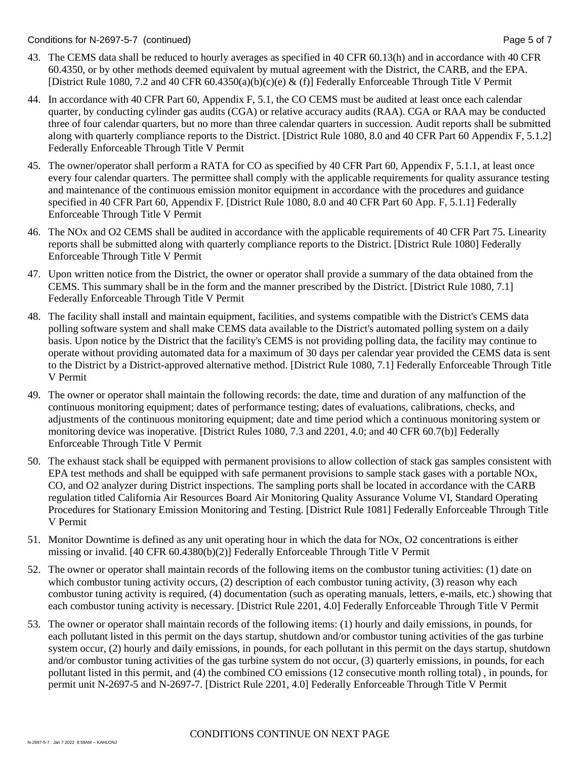43. The CEMS data shall be reduced to hourly averages as specified in 40 CFR 60.13(h) and in accordance with 40 CFR 60.4350, or by other methods deemed equivalent by mutual agreement with the District, the CARB, and the EPA. [District Rule 1080, 7.2 and 40 CFR 60.4350(a)(b)(c)(e) & (f)] Federally Enforceable Through Title V Permit

44. In accordance with 40 CFR Part 60, Appendix F, 5.1, the CO CEMS must be audited at least once each calendar quarter, by conducting cylinder gas audits (CGA) or relative accuracy audits (RAA). CGA or RAA may be conducted three of four calendar quarters, but no more than three calendar quarters in succession. Audit reports shall be submitted along with quarterly compliance reports to the District. [District Rule 1080, 8.0 and 40 CFR Part 60 Appendix F, 5.1.2] Federally Enforceable Through Title V Permit

45. The owner/operator shall perform a RATA for CO as specified by 40 CFR Part 60, Appendix F, 5.1.1, at least once every four calendar quarters. The permittee shall comply with the applicable requirements for quality assurance testing and maintenance of the continuous emission monitor equipment in accordance with the procedures and guidance specified in 40 CFR Part 60, Appendix F. [District Rule 1080, 8.0 and 40 CFR Part 60 App. F, 5.1.1] Federally Enforceable Through Title V Permit

46. The NOx and O2 CEMS shall be audited in accordance with the applicable requirements of 40 CFR Part 75. Linearity reports shall be submitted along with quarterly compliance reports to the District. [District Rule 1080] Federally Enforceable Through Title V Permit

47. Upon written notice from the District, the owner or operator shall provide a summary of the data obtained from the CEMS. This summary shall be in the form and the manner prescribed by the District. [District Rule 1080, 7.1] Federally Enforceable Through Title V Permit

48. The facility shall install and maintain equipment, facilities, and systems compatible with the District's CEMS data polling software system and shall make CEMS data available to the District's automated polling system on a daily basis. Upon notice by the District that the facility's CEMS is not providing polling data, the facility may continue to operate without providing automated data for a maximum of 30 days per calendar year provided the CEMS data is sent to the District by a District-approved alternative method. [District Rule 1080, 7.1] Federally Enforceable Through Title V Permit

49. The owner or operator shall maintain the following records: the date, time and duration of any malfunction of the continuous monitoring equipment; dates of performance testing; dates of evaluations, calibrations, checks, and adjustments of the continuous monitoring equipment; date and time period which a continuous monitoring system or monitoring device was inoperative. [District Rules 1080, 7.3 and 2201, 4.0; and 40 CFR 60.7(b)] Federally Enforceable Through Title V Permit

50. The exhaust stack shall be equipped with permanent provisions to allow collection of stack gas samples consistent with EPA test methods and shall be equipped with safe permanent provisions to sample stack gases with a portable NOx, CO, and O2 analyzer during District inspections. The sampling ports shall be located in accordance with the CARB regulation titled California Air Resources Board Air Monitoring Quality Assurance Volume VI, Standard Operating Procedures for Stationary Emission Monitoring and Testing. [District Rule 1081] Federally Enforceable Through Title V Permit

51. Monitor Downtime is defined as any unit operating hour in which the data for NOx, O2 concentrations is either missing or invalid. [40 CFR 60.4380(b)(2)] Federally Enforceable Through Title V Permit

52. The owner or operator shall maintain records of the following items on the combustor tuning activities: (1) date on which combustor tuning activity occurs, (2) description of each combustor tuning activity, (3) reason why each combustor tuning activity is required, (4) documentation (such as operating manuals, letters, e-mails, etc.) showing that each combustor tuning activity is necessary. [District Rule 2201, 4.0] Federally Enforceable Through Title V Permit

53. The owner or operator shall maintain records of the following items: (1) hourly and daily emissions, in pounds, for each pollutant listed in this permit on the days startup, shutdown and/or combustor tuning activities of the gas turbine system occur, (2) hourly and daily emissions, in pounds, for each pollutant in this permit on the days startup, shutdown and/or combustor tuning activities of the gas turbine system do not occur, (3) quarterly emissions, in pounds, for each pollutant listed in this permit, and (4) the combined CO emissions (12 consecutive month rolling total) , in pounds, for permit unit N-2697-5 and N-2697-7. [District Rule 2201, 4.0] Federally Enforceable Through Title V Permit

CONDITIONS CONTINUE ON NEXT PAGE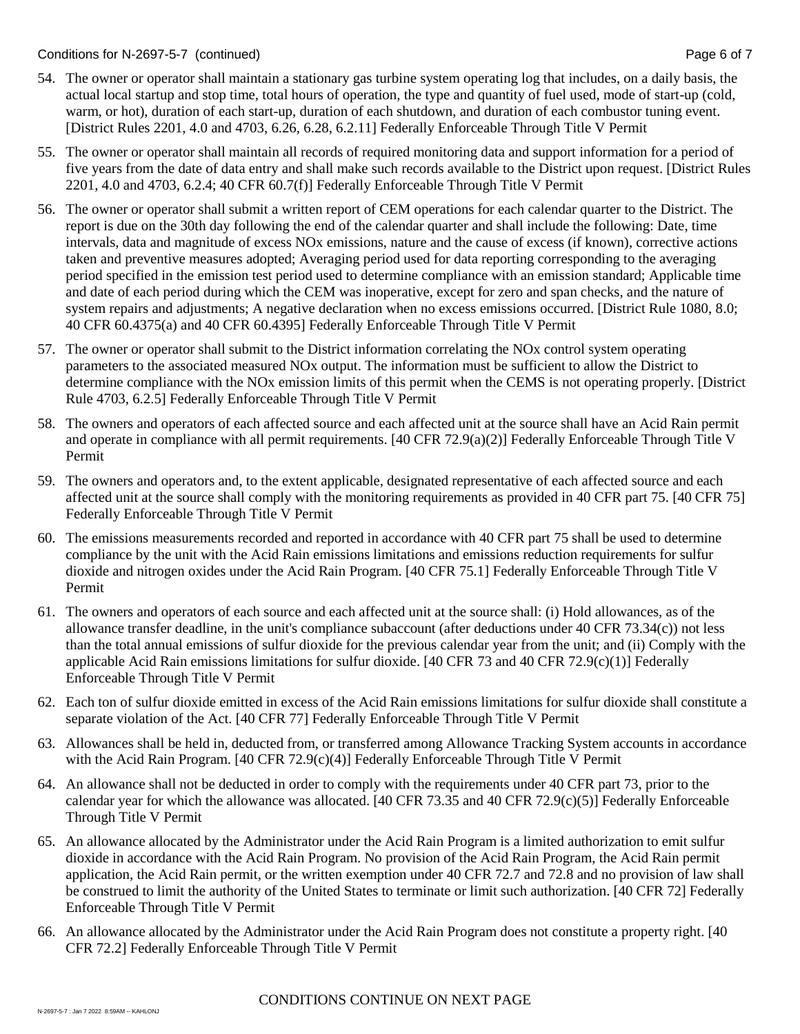54. The owner or operator shall maintain a stationary gas turbine system operating log that includes, on a daily basis, the actual local startup and stop time, total hours of operation, the type and quantity of fuel used, mode of start-up (cold, warm, or hot), duration of each start-up, duration of each shutdown, and duration of each combustor tuning event. [District Rules 2201, 4.0 and 4703, 6.26, 6.28, 6.2.11] Federally Enforceable Through Title V Permit

55. The owner or operator shall maintain all records of required monitoring data and support information for a period of five years from the date of data entry and shall make such records available to the District upon request. [District Rules 2201, 4.0 and 4703, 6.2.4; 40 CFR 60.7(f)] Federally Enforceable Through Title V Permit

56. The owner or operator shall submit a written report of CEM operations for each calendar quarter to the District. The report is due on the 30th day following the end of the calendar quarter and shall include the following: Date, time intervals, data and magnitude of excess NOx emissions, nature and the cause of excess (if known), corrective actions taken and preventive measures adopted; Averaging period used for data reporting corresponding to the averaging period specified in the emission test period used to determine compliance with an emission standard; Applicable time and date of each period during which the CEM was inoperative, except for zero and span checks, and the nature of system repairs and adjustments; A negative declaration when no excess emissions occurred. [District Rule 1080, 8.0; 40 CFR 60.4375(a) and 40 CFR 60.4395] Federally Enforceable Through Title V Permit

57. The owner or operator shall submit to the District information correlating the NOx control system operating parameters to the associated measured NOx output. The information must be sufficient to allow the District to determine compliance with the NOx emission limits of this permit when the CEMS is not operating properly. [District Rule 4703, 6.2.5] Federally Enforceable Through Title V Permit

58. The owners and operators of each affected source and each affected unit at the source shall have an Acid Rain permit and operate in compliance with all permit requirements. [40 CFR 72.9(a)(2)] Federally Enforceable Through Title V Permit

59. The owners and operators and, to the extent applicable, designated representative of each affected source and each affected unit at the source shall comply with the monitoring requirements as provided in 40 CFR part 75. [40 CFR 75] Federally Enforceable Through Title V Permit

60. The emissions measurements recorded and reported in accordance with 40 CFR part 75 shall be used to determine compliance by the unit with the Acid Rain emissions limitations and emissions reduction requirements for sulfur dioxide and nitrogen oxides under the Acid Rain Program. [40 CFR 75.1] Federally Enforceable Through Title V Permit

61. The owners and operators of each source and each affected unit at the source shall: (i) Hold allowances, as of the allowance transfer deadline, in the unit's compliance subaccount (after deductions under 40 CFR 73.34(c)) not less than the total annual emissions of sulfur dioxide for the previous calendar year from the unit; and (ii) Comply with the applicable Acid Rain emissions limitations for sulfur dioxide. [40 CFR 73 and 40 CFR 72.9(c)(1)] Federally Enforceable Through Title V Permit

62. Each ton of sulfur dioxide emitted in excess of the Acid Rain emissions limitations for sulfur dioxide shall constitute a separate violation of the Act. [40 CFR 77] Federally Enforceable Through Title V Permit

63. Allowances shall be held in, deducted from, or transferred among Allowance Tracking System accounts in accordance with the Acid Rain Program. [40 CFR 72.9(c)(4)] Federally Enforceable Through Title V Permit

64. An allowance shall not be deducted in order to comply with the requirements under 40 CFR part 73, prior to the calendar year for which the allowance was allocated. [40 CFR 73.35 and 40 CFR 72.9(c)(5)] Federally Enforceable Through Title V Permit

65. An allowance allocated by the Administrator under the Acid Rain Program is a limited authorization to emit sulfur dioxide in accordance with the Acid Rain Program. No provision of the Acid Rain Program, the Acid Rain permit application, the Acid Rain permit, or the written exemption under 40 CFR 72.7 and 72.8 and no provision of law shall be construed to limit the authority of the United States to terminate or limit such authorization. [40 CFR 72] Federally Enforceable Through Title V Permit

66. An allowance allocated by the Administrator under the Acid Rain Program does not constitute a property right. [40 CFR 72.2] Federally Enforceable Through Title V Permit

CONDITIONS CONTINUE ON NEXT PAGE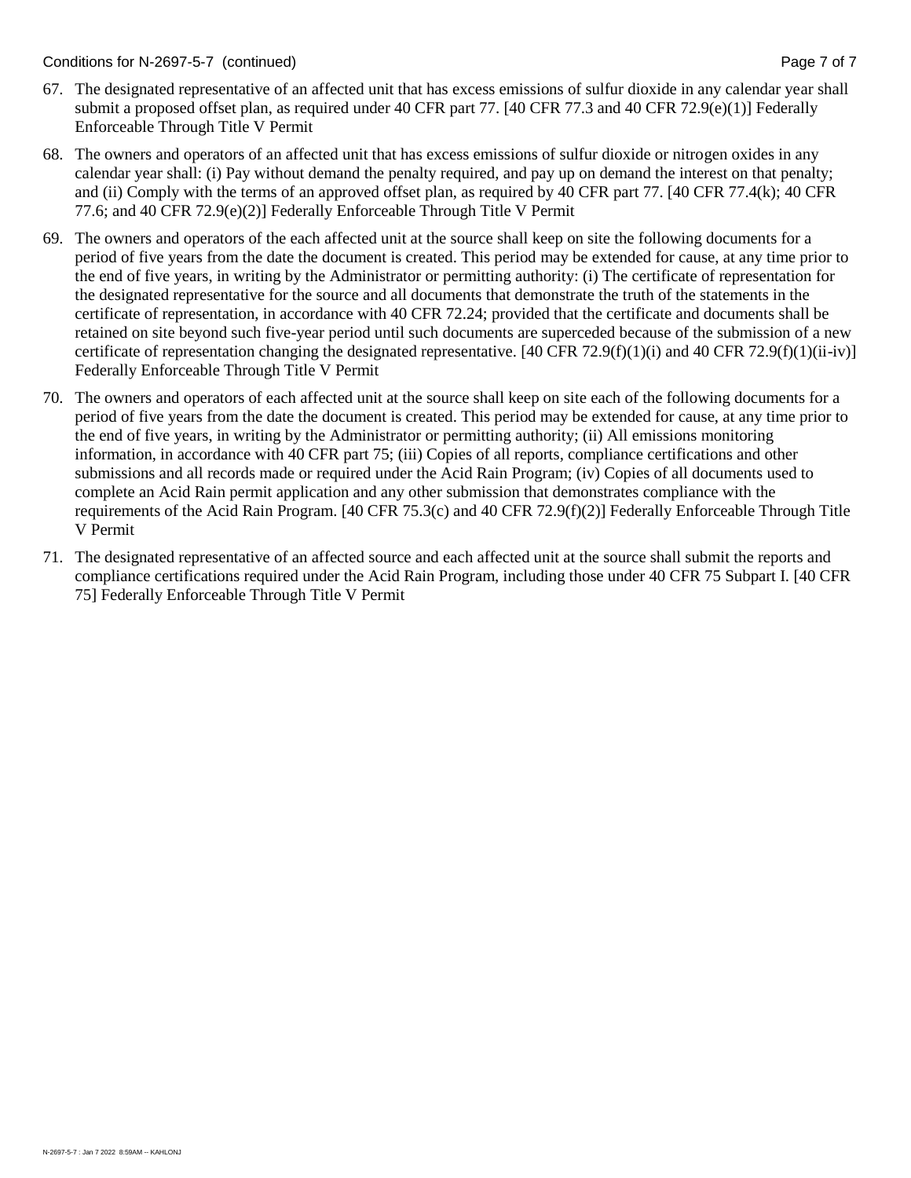67. The designated representative of an affected unit that has excess emissions of sulfur dioxide in any calendar year shall submit a proposed offset plan, as required under 40 CFR part 77. [40 CFR 77.3 and 40 CFR 72.9(e)(1)] Federally Enforceable Through Title V Permit

68. The owners and operators of an affected unit that has excess emissions of sulfur dioxide or nitrogen oxides in any calendar year shall: (i) Pay without demand the penalty required, and pay up on demand the interest on that penalty; and (ii) Comply with the terms of an approved offset plan, as required by 40 CFR part 77. [40 CFR 77.4(k); 40 CFR 77.6; and 40 CFR 72.9(e)(2)] Federally Enforceable Through Title V Permit

69. The owners and operators of the each affected unit at the source shall keep on site the following documents for a period of five years from the date the document is created. This period may be extended for cause, at any time prior to the end of five years, in writing by the Administrator or permitting authority: (i) The certificate of representation for the designated representative for the source and all documents that demonstrate the truth of the statements in the certificate of representation, in accordance with 40 CFR 72.24; provided that the certificate and documents shall be retained on site beyond such five-year period until such documents are superceded because of the submission of a new certificate of representation changing the designated representative. [40 CFR 72.9(f)(1)(i) and 40 CFR 72.9(f)(1)(ii-iv)] Federally Enforceable Through Title V Permit

70. The owners and operators of each affected unit at the source shall keep on site each of the following documents for a period of five years from the date the document is created. This period may be extended for cause, at any time prior to the end of five years, in writing by the Administrator or permitting authority; (ii) All emissions monitoring information, in accordance with 40 CFR part 75; (iii) Copies of all reports, compliance certifications and other submissions and all records made or required under the Acid Rain Program; (iv) Copies of all documents used to complete an Acid Rain permit application and any other submission that demonstrates compliance with the requirements of the Acid Rain Program. [40 CFR 75.3(c) and 40 CFR 72.9(f)(2)] Federally Enforceable Through Title V Permit

71. The designated representative of an affected source and each affected unit at the source shall submit the reports and compliance certifications required under the Acid Rain Program, including those under 40 CFR 75 Subpart I. [40 CFR 75] Federally Enforceable Through Title V Permit